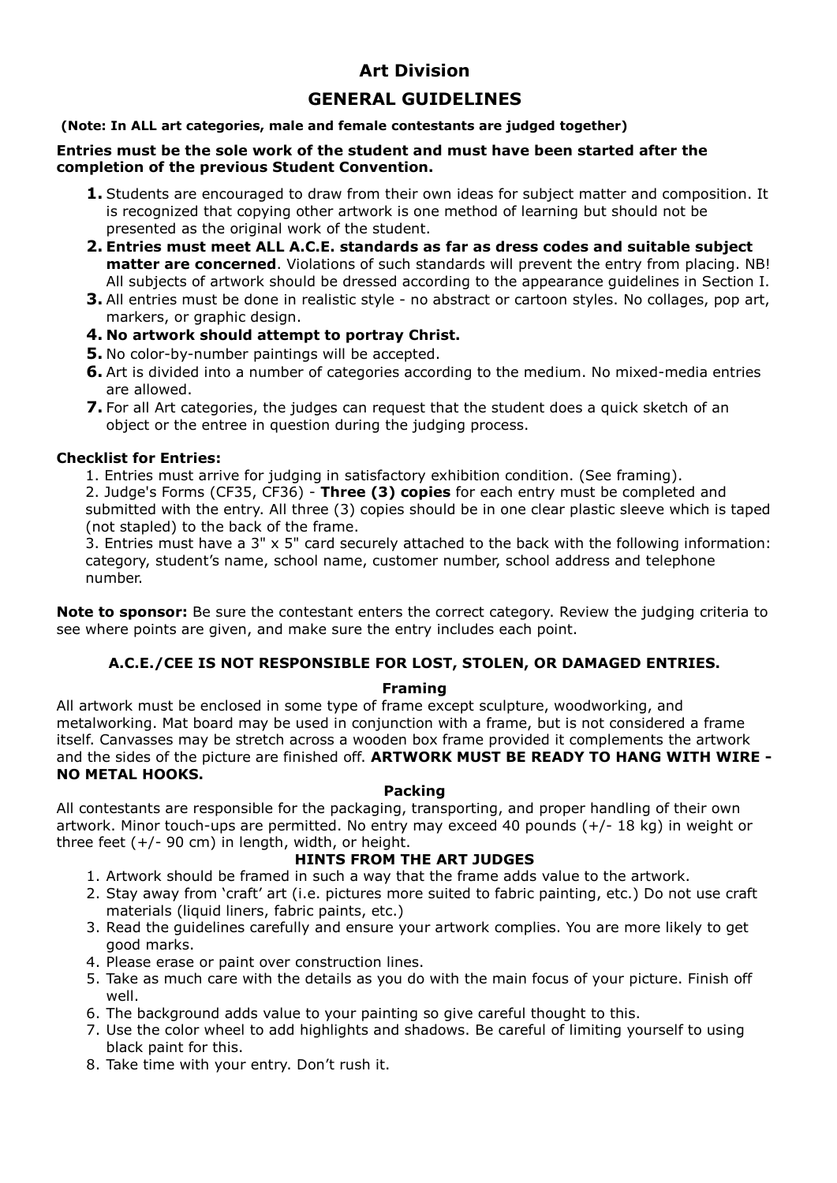# Art Division

## GENERAL GUIDELINES

**(Note: In ALL art categories, male and female contestants are judged together)**

**Entries must be the sole work of the student and must have been started after the completion of the previous Student Convention.**

1. Students are encouraged to draw from their own ideas for subject matter and composition. It is recognized that copying other artwork is one method of learning but should not be presented as the original work of the student.
2. **Entries must meet ALL A.C.E. standards as far as dress codes and suitable subject matter are concerned**. Violations of such standards will prevent the entry from placing. NB! All subjects of artwork should be dressed according to the appearance guidelines in Section I.
3. All entries must be done in realistic style - no abstract or cartoon styles. No collages, pop art, markers, or graphic design.
4. **No artwork should attempt to portray Christ.**
5. No color-by-number paintings will be accepted.
6. Art is divided into a number of categories according to the medium. No mixed-media entries are allowed.
7. For all Art categories, the judges can request that the student does a quick sketch of an object or the entree in question during the judging process.

**Checklist for Entries:**

1. Entries must arrive for judging in satisfactory exhibition condition. (See framing).
2. Judge's Forms (CF35, CF36) - **Three (3) copies** for each entry must be completed and submitted with the entry. All three (3) copies should be in one clear plastic sleeve which is taped (not stapled) to the back of the frame.
3. Entries must have a 3" x 5" card securely attached to the back with the following information: category, student's name, school name, customer number, school address and telephone number.

**Note to sponsor:** Be sure the contestant enters the correct category. Review the judging criteria to see where points are given, and make sure the entry includes each point.

**A.C.E./CEE IS NOT RESPONSIBLE FOR LOST, STOLEN, OR DAMAGED ENTRIES.**

### Framing

All artwork must be enclosed in some type of frame except sculpture, woodworking, and metalworking. Mat board may be used in conjunction with a frame, but is not considered a frame itself. Canvasses may be stretch across a wooden box frame provided it complements the artwork and the sides of the picture are finished off. **ARTWORK MUST BE READY TO HANG WITH WIRE - NO METAL HOOKS.**

### Packing

All contestants are responsible for the packaging, transporting, and proper handling of their own artwork. Minor touch-ups are permitted. No entry may exceed 40 pounds (+/- 18 kg) in weight or three feet (+/- 90 cm) in length, width, or height.

### HINTS FROM THE ART JUDGES

1. Artwork should be framed in such a way that the frame adds value to the artwork.
2. Stay away from 'craft' art (i.e. pictures more suited to fabric painting, etc.) Do not use craft materials (liquid liners, fabric paints, etc.)
3. Read the guidelines carefully and ensure your artwork complies. You are more likely to get good marks.
4. Please erase or paint over construction lines.
5. Take as much care with the details as you do with the main focus of your picture. Finish off well.
6. The background adds value to your painting so give careful thought to this.
7. Use the color wheel to add highlights and shadows. Be careful of limiting yourself to using black paint for this.
8. Take time with your entry. Don't rush it.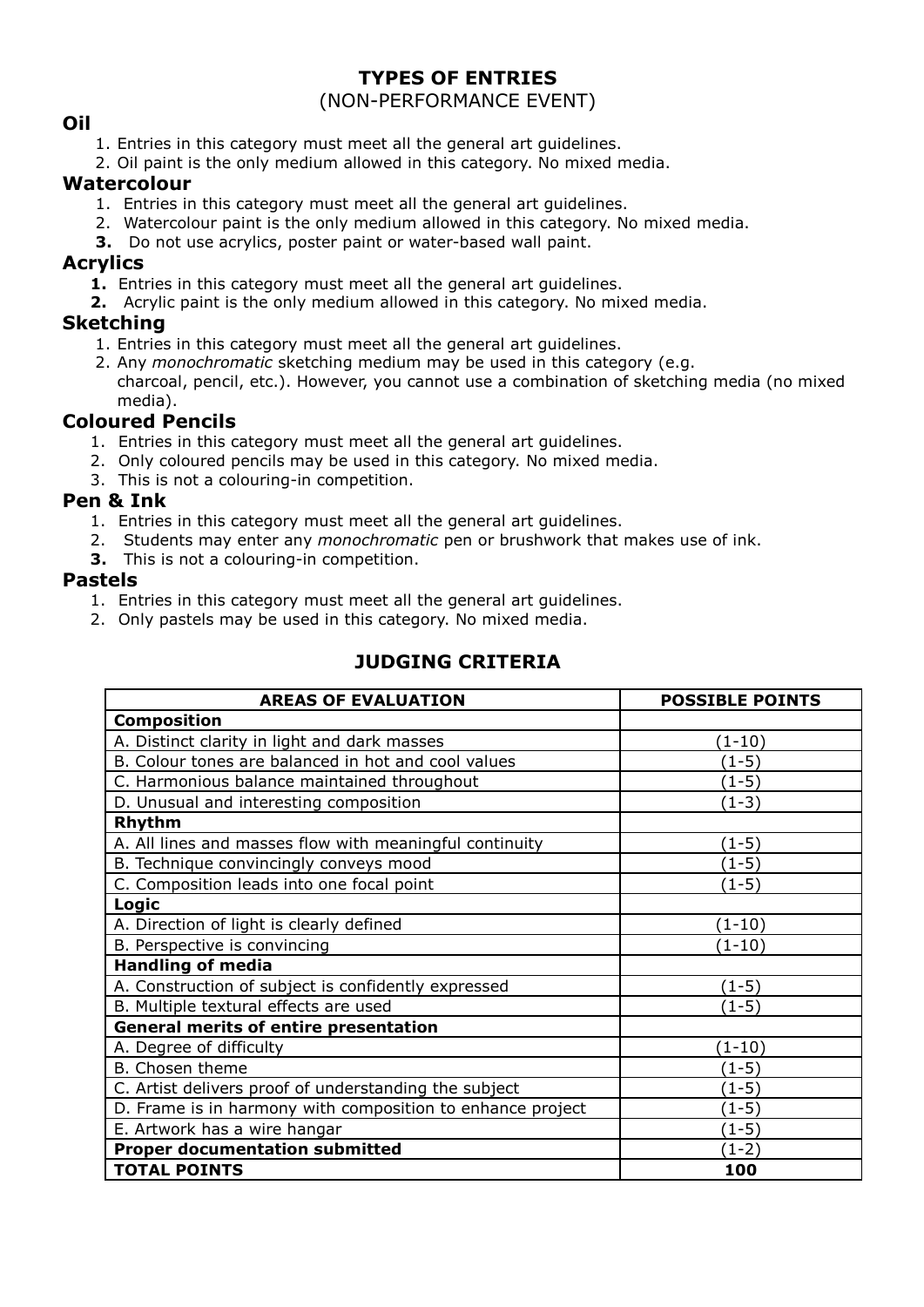# TYPES OF ENTRIES

(NON-PERFORMANCE EVENT)

## Oil

1. Entries in this category must meet all the general art guidelines.
2. Oil paint is the only medium allowed in this category. No mixed media.

## Watercolour

1. Entries in this category must meet all the general art guidelines.
2. Watercolour paint is the only medium allowed in this category. No mixed media.
3. Do not use acrylics, poster paint or water-based wall paint.

## Acrylics

1. Entries in this category must meet all the general art guidelines.
2. Acrylic paint is the only medium allowed in this category. No mixed media.

## Sketching

1. Entries in this category must meet all the general art guidelines.
2. Any *monochromatic* sketching medium may be used in this category (e.g. charcoal, pencil, etc.). However, you cannot use a combination of sketching media (no mixed media).

## Coloured Pencils

1. Entries in this category must meet all the general art guidelines.
2. Only coloured pencils may be used in this category. No mixed media.
3. This is not a colouring-in competition.

## Pen & Ink

1. Entries in this category must meet all the general art guidelines.
2. Students may enter any *monochromatic* pen or brushwork that makes use of ink.
3. This is not a colouring-in competition.

## Pastels

1. Entries in this category must meet all the general art guidelines.
2. Only pastels may be used in this category. No mixed media.

# JUDGING CRITERIA

| AREAS OF EVALUATION | POSSIBLE POINTS |
|---|---|
| **Composition** | |
| A. Distinct clarity in light and dark masses | (1-10) |
| B. Colour tones are balanced in hot and cool values | (1-5) |
| C. Harmonious balance maintained throughout | (1-5) |
| D. Unusual and interesting composition | (1-3) |
| **Rhythm** | |
| A. All lines and masses flow with meaningful continuity | (1-5) |
| B. Technique convincingly conveys mood | (1-5) |
| C. Composition leads into one focal point | (1-5) |
| **Logic** | |
| A. Direction of light is clearly defined | (1-10) |
| B. Perspective is convincing | (1-10) |
| **Handling of media** | |
| A. Construction of subject is confidently expressed | (1-5) |
| B. Multiple textural effects are used | (1-5) |
| **General merits of entire presentation** | |
| A. Degree of difficulty | (1-10) |
| B. Chosen theme | (1-5) |
| C. Artist delivers proof of understanding the subject | (1-5) |
| D. Frame is in harmony with composition to enhance project | (1-5) |
| E. Artwork has a wire hangar | (1-5) |
| **Proper documentation submitted** | (1-2) |
| **TOTAL POINTS** | **100** |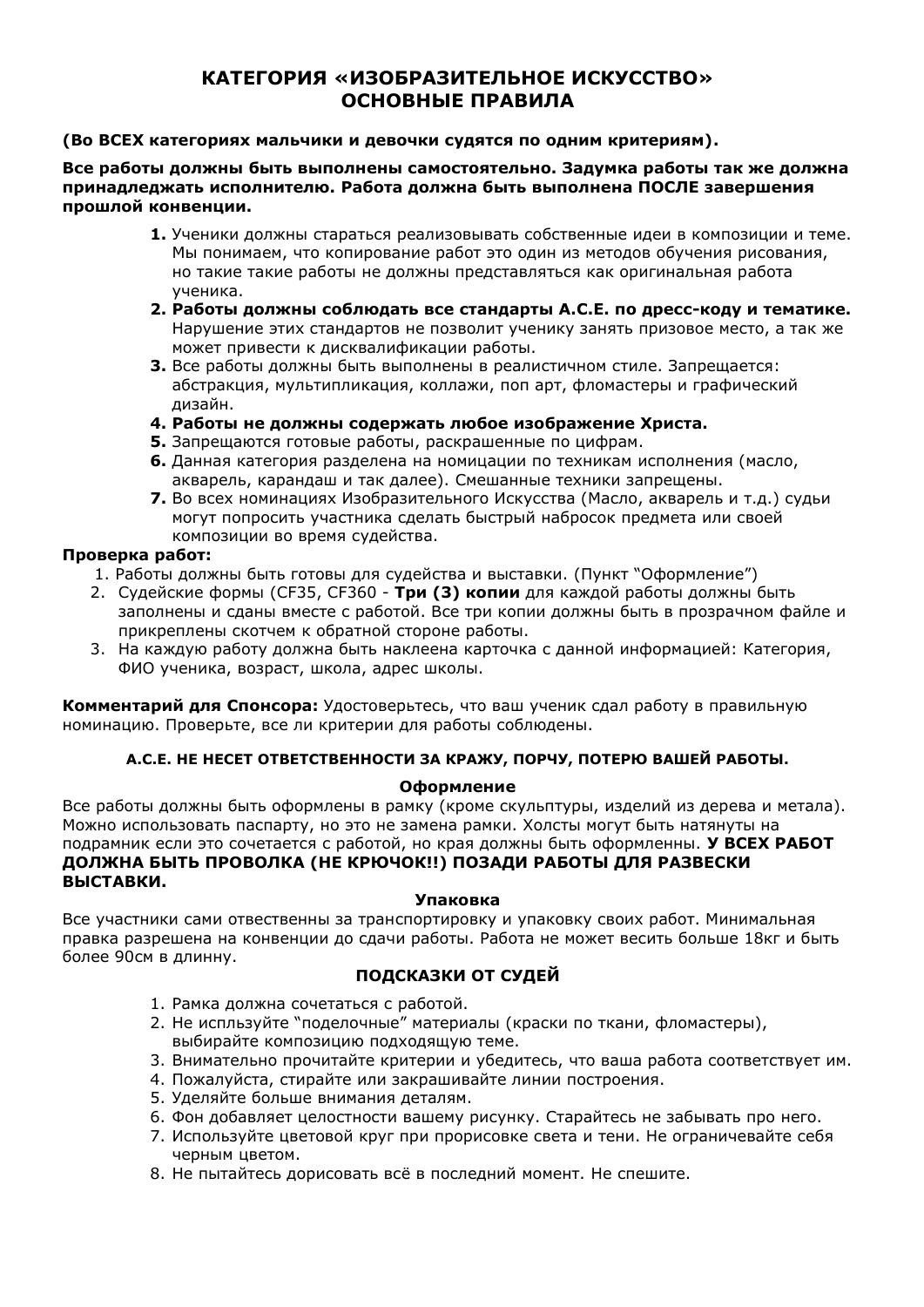# КАТЕГОРИЯ «ИЗОБРАЗИТЕЛЬНОЕ ИСКУССТВО» ОСНОВНЫЕ ПРАВИЛА

**(Во ВСЕХ категориях мальчики и девочки судятся по одним критериям).**

**Все работы должны быть выполнены самостоятельно. Задумка работы так же должна принадледжать исполнителю. Работа должна быть выполнена ПОСЛЕ завершения прошлой конвенции.**

1. Ученики должны стараться реализовывать собственные идеи в композиции и теме. Мы понимаем, что копирование работ это один из методов обучения рисования, но такие такие работы не должны представляться как оригинальная работа ученика.
2. **Работы должны соблюдать все стандарты A.C.E. по дресс-коду и тематике.** Нарушение этих стандартов не позволит ученику занять призовое место, а так же может привести к дисквалификации работы.
3. Все работы должны быть выполнены в реалистичном стиле. Запрещается: абстракция, мультипликация, коллажи, поп арт, фломастеры и графический дизайн.
4. **Работы не должны содержать любое изображение Христа.**
5. Запрещаются готовые работы, раскрашенные по цифрам.
6. Данная категория разделена на номицации по техникам исполнения (масло, акварель, карандаш и так далее). Смешанные техники запрещены.
7. Во всех номинациях Изобразительного Искусства (Масло, акварель и т.д.) судьи могут попросить участника сделать быстрый набросок предмета или своей композиции во время судейства.

**Проверка работ:**

1. Работы должны быть готовы для судейства и выставки. (Пункт "Оформление")
2. Судейские формы (CF35, CF360 - **Три (3) копии** для каждой работы должны быть заполнены и сданы вместе с работой. Все три копии должны быть в прозрачном файле и прикреплены скотчем к обратной стороне работы.
3. На каждую работу должна быть наклеена карточка с данной информацией: Категория, ФИО ученика, возраст, школа, адрес школы.

**Комментарий для Спонсора:** Удостоверьтесь, что ваш ученик сдал работу в правильную номинацию. Проверьте, все ли критерии для работы соблюдены.

**A.C.E. НЕ НЕСЕТ ОТВЕТСТВЕННОСТИ ЗА КРАЖУ, ПОРЧУ, ПОТЕРЮ ВАШЕЙ РАБОТЫ.**

### Оформление

Все работы должны быть оформлены в рамку (кроме скульптуры, изделий из дерева и метала). Можно использовать паспарту, но это не замена рамки. Холсты могут быть натянуты на подрамник если это сочетается с работой, но края должны быть оформленны. **У ВСЕХ РАБОТ ДОЛЖНА БЫТЬ ПРОВОЛКА (НЕ КРЮЧОК!!) ПОЗАДИ РАБОТЫ ДЛЯ РАЗВЕСКИ ВЫСТАВКИ.**

### Упаковка

Все участники сами отвественны за транспортировку и упаковку своих работ. Минимальная правка разрешена на конвенции до сдачи работы. Работа не может весить больше 18кг и быть более 90см в длинну.

## ПОДСКАЗКИ ОТ СУДЕЙ

1. Рамка должна сочетаться с работой.
2. Не испльзуйте "поделочные" материалы (краски по ткани, фломастеры), выбирайте композицию подходящую теме.
3. Внимательно прочитайте критерии и убедитесь, что ваша работа соответствует им.
4. Пожалуйста, стирайте или закрашивайте линии построения.
5. Уделяйте больше внимания деталям.
6. Фон добавляет целостности вашему рисунку. Старайтесь не забывать про него.
7. Используйте цветовой круг при прорисовке света и тени. Не ограничевайте себя черным цветом.
8. Не пытайтесь дорисовать всё в последний момент. Не спешите.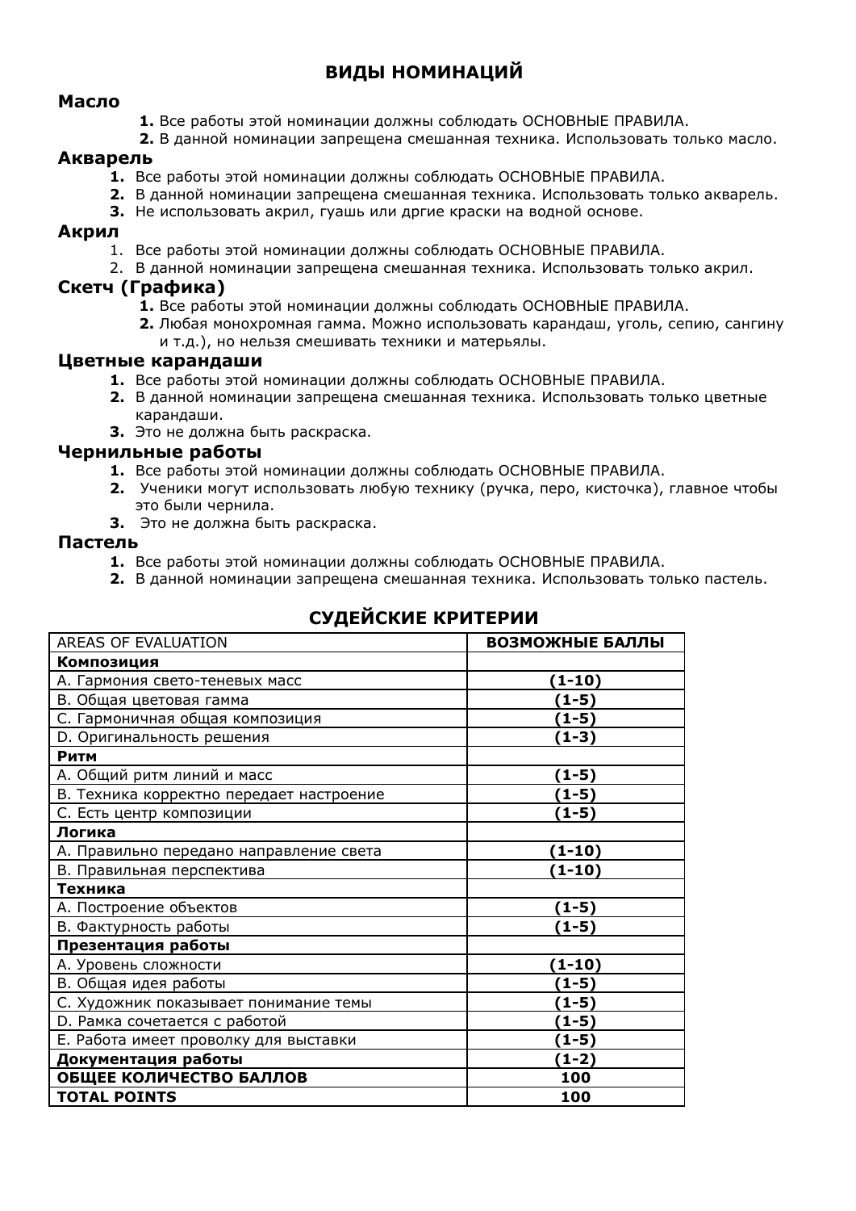## ВИДЫ НОМИНАЦИЙ

### Масло

1. Все работы этой номинации должны соблюдать ОСНОВНЫЕ ПРАВИЛА.
2. В данной номинации запрещена смешанная техника. Использовать только масло.

### Акварель

1. Все работы этой номинации должны соблюдать ОСНОВНЫЕ ПРАВИЛА.
2. В данной номинации запрещена смешанная техника. Использовать только акварель.
3. Не использовать акрил, гуашь или дргие краски на водной основе.

### Акрил

1. Все работы этой номинации должны соблюдать ОСНОВНЫЕ ПРАВИЛА.
2. В данной номинации запрещена смешанная техника. Использовать только акрил.

### Скетч (Графика)

1. Все работы этой номинации должны соблюдать ОСНОВНЫЕ ПРАВИЛА.
2. Любая монохромная гамма. Можно использовать карандаш, уголь, сепию, сангину и т.д.), но нельзя смешивать техники и матерьялы.

### Цветные карандаши

1. Все работы этой номинации должны соблюдать ОСНОВНЫЕ ПРАВИЛА.
2. В данной номинации запрещена смешанная техника. Использовать только цветные карандаши.
3. Это не должна быть раскраска.

### Чернильные работы

1. Все работы этой номинации должны соблюдать ОСНОВНЫЕ ПРАВИЛА.
2. Ученики могут использовать любую технику (ручка, перо, кисточка), главное чтобы это были чернила.
3. Это не должна быть раскраска.

### Пастель

1. Все работы этой номинации должны соблюдать ОСНОВНЫЕ ПРАВИЛА.
2. В данной номинации запрещена смешанная техника. Использовать только пастель.

## СУДЕЙСКИЕ КРИТЕРИИ

| AREAS OF EVALUATION | **ВОЗМОЖНЫЕ БАЛЛЫ** |
|---|---|
| **Композиция** | |
| A. Гармония свето-теневых масс | **(1-10)** |
| B. Общая цветовая гамма | **(1-5)** |
| C. Гармоничная общая композиция | **(1-5)** |
| D. Оригинальность решения | **(1-3)** |
| **Ритм** | |
| A. Общий ритм линий и масс | **(1-5)** |
| B. Техника корректно передает настроение | **(1-5)** |
| C. Есть центр композиции | **(1-5)** |
| **Логика** | |
| A. Правильно передано направление света | **(1-10)** |
| B. Правильная перспектива | **(1-10)** |
| **Техника** | |
| A. Построение объектов | **(1-5)** |
| B. Фактурность работы | **(1-5)** |
| **Презентация работы** | |
| A. Уровень сложности | **(1-10)** |
| B. Общая идея работы | **(1-5)** |
| C. Художник показывает понимание темы | **(1-5)** |
| D. Рамка сочетается с работой | **(1-5)** |
| E. Работа имеет проволку для выставки | **(1-5)** |
| **Документация работы** | **(1-2)** |
| **ОБЩЕЕ КОЛИЧЕСТВО БАЛЛОВ** | **100** |
| **TOTAL POINTS** | **100** |